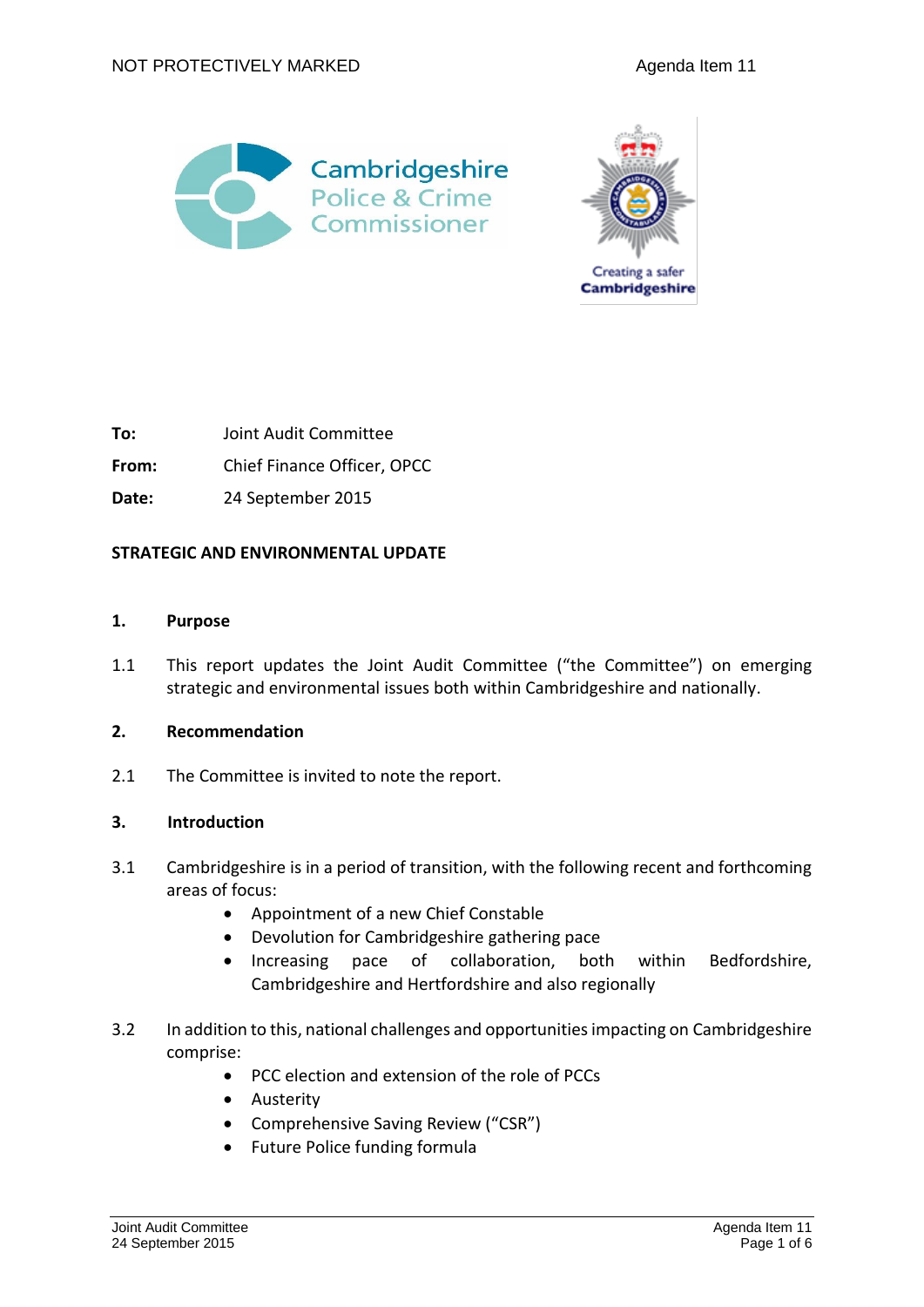NOT PROTECTIVELY MARKED

Agenda Item 11

Cambridgeshire Police & Crime Commissioner

Creating a safer Cambridgeshire

**To:** Joint Audit Committee

**From:** Chief Finance Officer, OPCC

**Date:** 24 September 2015

**STRATEGIC AND ENVIRONMENTAL UPDATE**

## 1. Purpose

1.1 This report updates the Joint Audit Committee ("the Committee") on emerging strategic and environmental issues both within Cambridgeshire and nationally.

## 2. Recommendation

2.1 The Committee is invited to note the report.

## 3. Introduction

3.1 Cambridgeshire is in a period of transition, with the following recent and forthcoming areas of focus:

- Appointment of a new Chief Constable
- Devolution for Cambridgeshire gathering pace
- Increasing pace of collaboration, both within Bedfordshire, Cambridgeshire and Hertfordshire and also regionally

3.2 In addition to this, national challenges and opportunities impacting on Cambridgeshire comprise:

- PCC election and extension of the role of PCCs
- Austerity
- Comprehensive Saving Review ("CSR")
- Future Police funding formula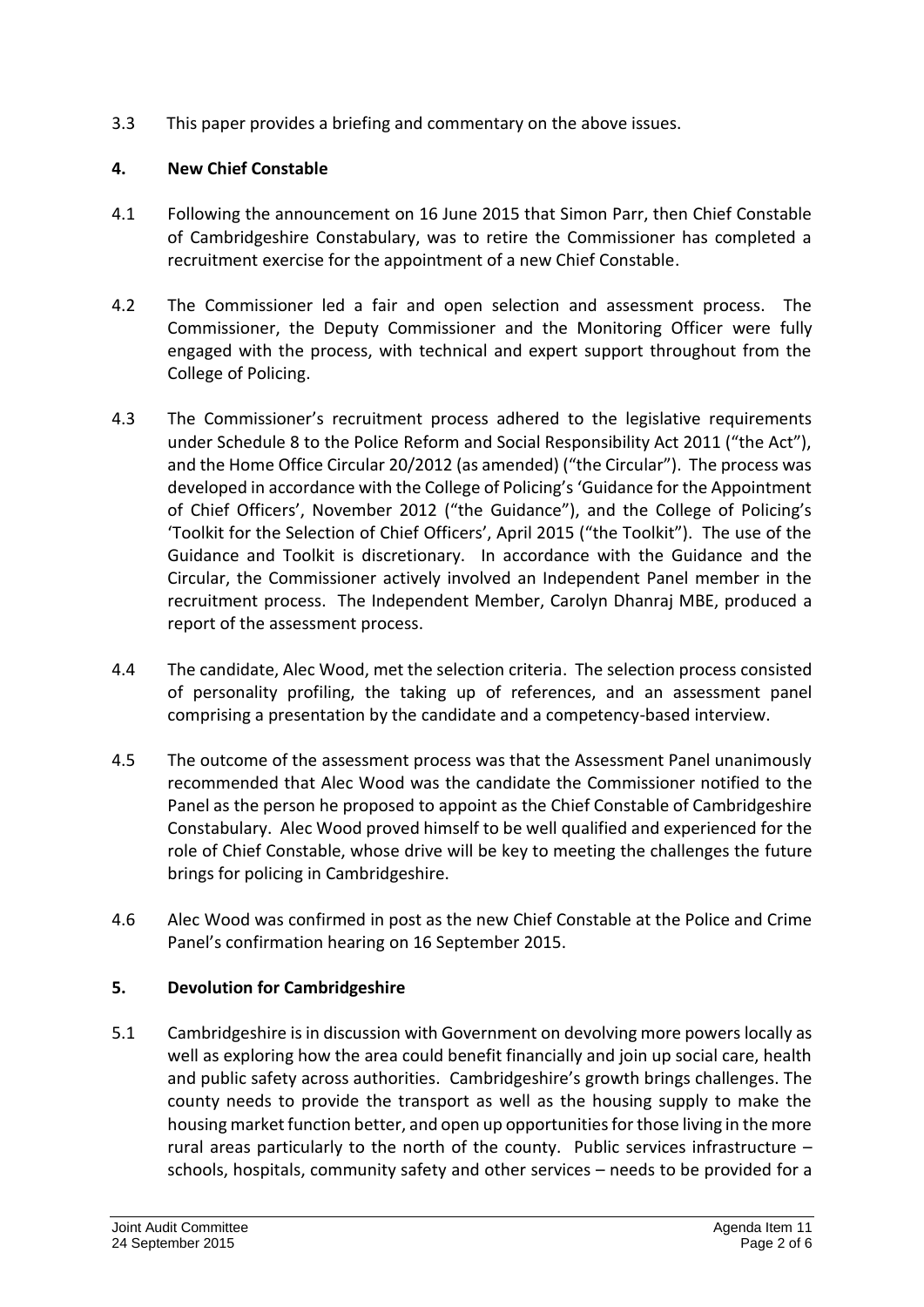3.3 This paper provides a briefing and commentary on the above issues.

## 4. New Chief Constable

4.1 Following the announcement on 16 June 2015 that Simon Parr, then Chief Constable of Cambridgeshire Constabulary, was to retire the Commissioner has completed a recruitment exercise for the appointment of a new Chief Constable.

4.2 The Commissioner led a fair and open selection and assessment process. The Commissioner, the Deputy Commissioner and the Monitoring Officer were fully engaged with the process, with technical and expert support throughout from the College of Policing.

4.3 The Commissioner's recruitment process adhered to the legislative requirements under Schedule 8 to the Police Reform and Social Responsibility Act 2011 ("the Act"), and the Home Office Circular 20/2012 (as amended) ("the Circular"). The process was developed in accordance with the College of Policing's 'Guidance for the Appointment of Chief Officers', November 2012 ("the Guidance"), and the College of Policing's 'Toolkit for the Selection of Chief Officers', April 2015 ("the Toolkit"). The use of the Guidance and Toolkit is discretionary. In accordance with the Guidance and the Circular, the Commissioner actively involved an Independent Panel member in the recruitment process. The Independent Member, Carolyn Dhanraj MBE, produced a report of the assessment process.

4.4 The candidate, Alec Wood, met the selection criteria. The selection process consisted of personality profiling, the taking up of references, and an assessment panel comprising a presentation by the candidate and a competency-based interview.

4.5 The outcome of the assessment process was that the Assessment Panel unanimously recommended that Alec Wood was the candidate the Commissioner notified to the Panel as the person he proposed to appoint as the Chief Constable of Cambridgeshire Constabulary. Alec Wood proved himself to be well qualified and experienced for the role of Chief Constable, whose drive will be key to meeting the challenges the future brings for policing in Cambridgeshire.

4.6 Alec Wood was confirmed in post as the new Chief Constable at the Police and Crime Panel's confirmation hearing on 16 September 2015.

## 5. Devolution for Cambridgeshire

5.1 Cambridgeshire is in discussion with Government on devolving more powers locally as well as exploring how the area could benefit financially and join up social care, health and public safety across authorities. Cambridgeshire's growth brings challenges. The county needs to provide the transport as well as the housing supply to make the housing market function better, and open up opportunities for those living in the more rural areas particularly to the north of the county. Public services infrastructure – schools, hospitals, community safety and other services – needs to be provided for a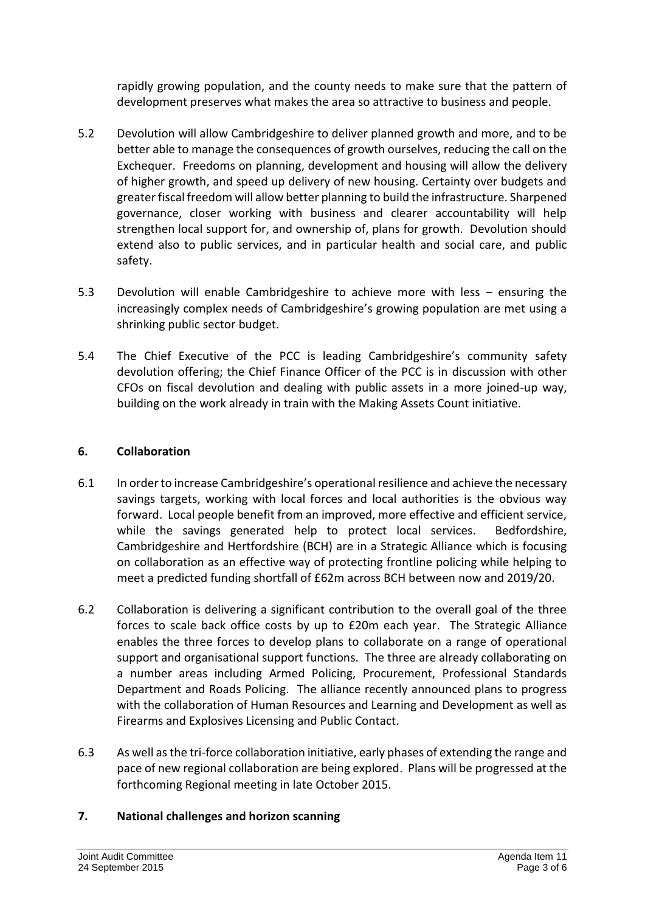rapidly growing population, and the county needs to make sure that the pattern of development preserves what makes the area so attractive to business and people.

5.2 Devolution will allow Cambridgeshire to deliver planned growth and more, and to be better able to manage the consequences of growth ourselves, reducing the call on the Exchequer. Freedoms on planning, development and housing will allow the delivery of higher growth, and speed up delivery of new housing. Certainty over budgets and greater fiscal freedom will allow better planning to build the infrastructure. Sharpened governance, closer working with business and clearer accountability will help strengthen local support for, and ownership of, plans for growth. Devolution should extend also to public services, and in particular health and social care, and public safety.

5.3 Devolution will enable Cambridgeshire to achieve more with less – ensuring the increasingly complex needs of Cambridgeshire's growing population are met using a shrinking public sector budget.

5.4 The Chief Executive of the PCC is leading Cambridgeshire's community safety devolution offering; the Chief Finance Officer of the PCC is in discussion with other CFOs on fiscal devolution and dealing with public assets in a more joined-up way, building on the work already in train with the Making Assets Count initiative.

## 6. Collaboration

6.1 In order to increase Cambridgeshire's operational resilience and achieve the necessary savings targets, working with local forces and local authorities is the obvious way forward. Local people benefit from an improved, more effective and efficient service, while the savings generated help to protect local services. Bedfordshire, Cambridgeshire and Hertfordshire (BCH) are in a Strategic Alliance which is focusing on collaboration as an effective way of protecting frontline policing while helping to meet a predicted funding shortfall of £62m across BCH between now and 2019/20.

6.2 Collaboration is delivering a significant contribution to the overall goal of the three forces to scale back office costs by up to £20m each year. The Strategic Alliance enables the three forces to develop plans to collaborate on a range of operational support and organisational support functions. The three are already collaborating on a number areas including Armed Policing, Procurement, Professional Standards Department and Roads Policing. The alliance recently announced plans to progress with the collaboration of Human Resources and Learning and Development as well as Firearms and Explosives Licensing and Public Contact.

6.3 As well as the tri-force collaboration initiative, early phases of extending the range and pace of new regional collaboration are being explored. Plans will be progressed at the forthcoming Regional meeting in late October 2015.

## 7. National challenges and horizon scanning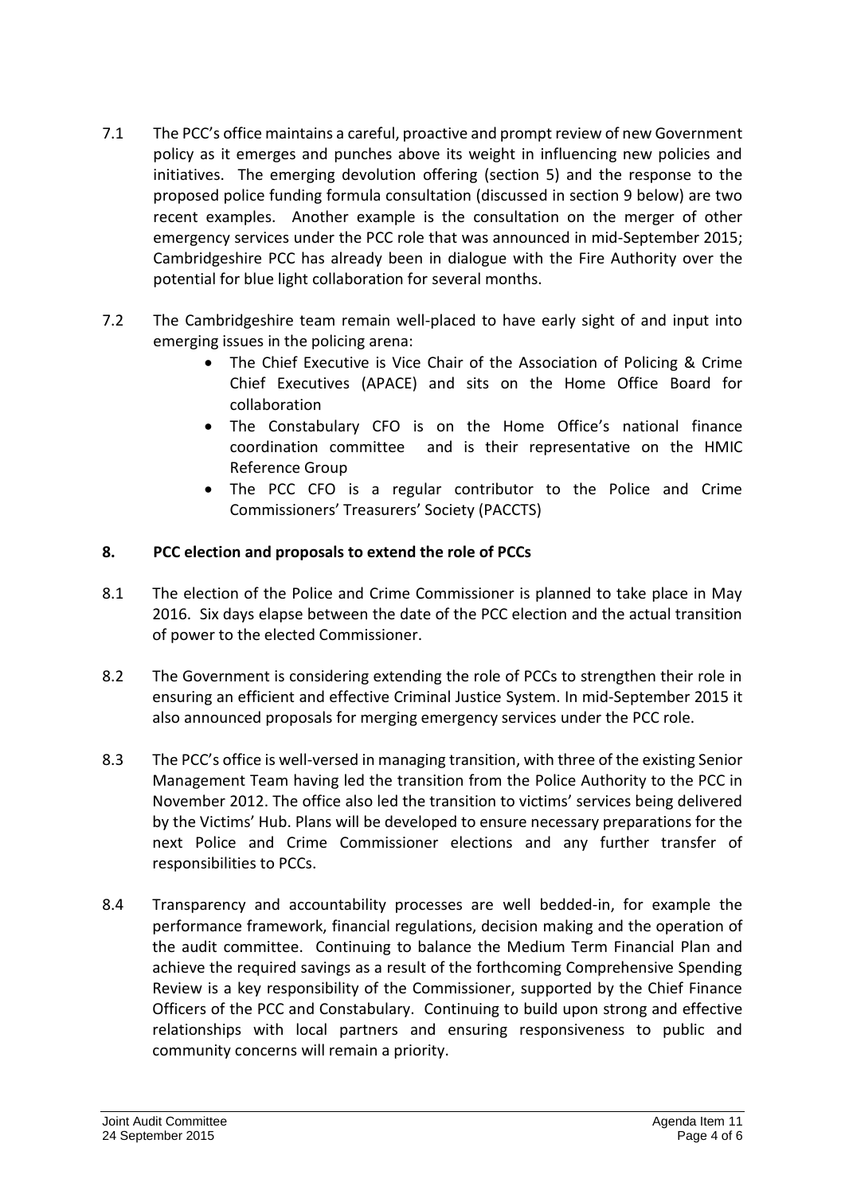7.1 The PCC's office maintains a careful, proactive and prompt review of new Government policy as it emerges and punches above its weight in influencing new policies and initiatives. The emerging devolution offering (section 5) and the response to the proposed police funding formula consultation (discussed in section 9 below) are two recent examples. Another example is the consultation on the merger of other emergency services under the PCC role that was announced in mid-September 2015; Cambridgeshire PCC has already been in dialogue with the Fire Authority over the potential for blue light collaboration for several months.

7.2 The Cambridgeshire team remain well-placed to have early sight of and input into emerging issues in the policing arena:

- The Chief Executive is Vice Chair of the Association of Policing & Crime Chief Executives (APACE) and sits on the Home Office Board for collaboration
- The Constabulary CFO is on the Home Office's national finance coordination committee and is their representative on the HMIC Reference Group
- The PCC CFO is a regular contributor to the Police and Crime Commissioners' Treasurers' Society (PACCTS)

## 8. PCC election and proposals to extend the role of PCCs

8.1 The election of the Police and Crime Commissioner is planned to take place in May 2016. Six days elapse between the date of the PCC election and the actual transition of power to the elected Commissioner.

8.2 The Government is considering extending the role of PCCs to strengthen their role in ensuring an efficient and effective Criminal Justice System. In mid-September 2015 it also announced proposals for merging emergency services under the PCC role.

8.3 The PCC's office is well-versed in managing transition, with three of the existing Senior Management Team having led the transition from the Police Authority to the PCC in November 2012. The office also led the transition to victims' services being delivered by the Victims' Hub. Plans will be developed to ensure necessary preparations for the next Police and Crime Commissioner elections and any further transfer of responsibilities to PCCs.

8.4 Transparency and accountability processes are well bedded-in, for example the performance framework, financial regulations, decision making and the operation of the audit committee. Continuing to balance the Medium Term Financial Plan and achieve the required savings as a result of the forthcoming Comprehensive Spending Review is a key responsibility of the Commissioner, supported by the Chief Finance Officers of the PCC and Constabulary. Continuing to build upon strong and effective relationships with local partners and ensuring responsiveness to public and community concerns will remain a priority.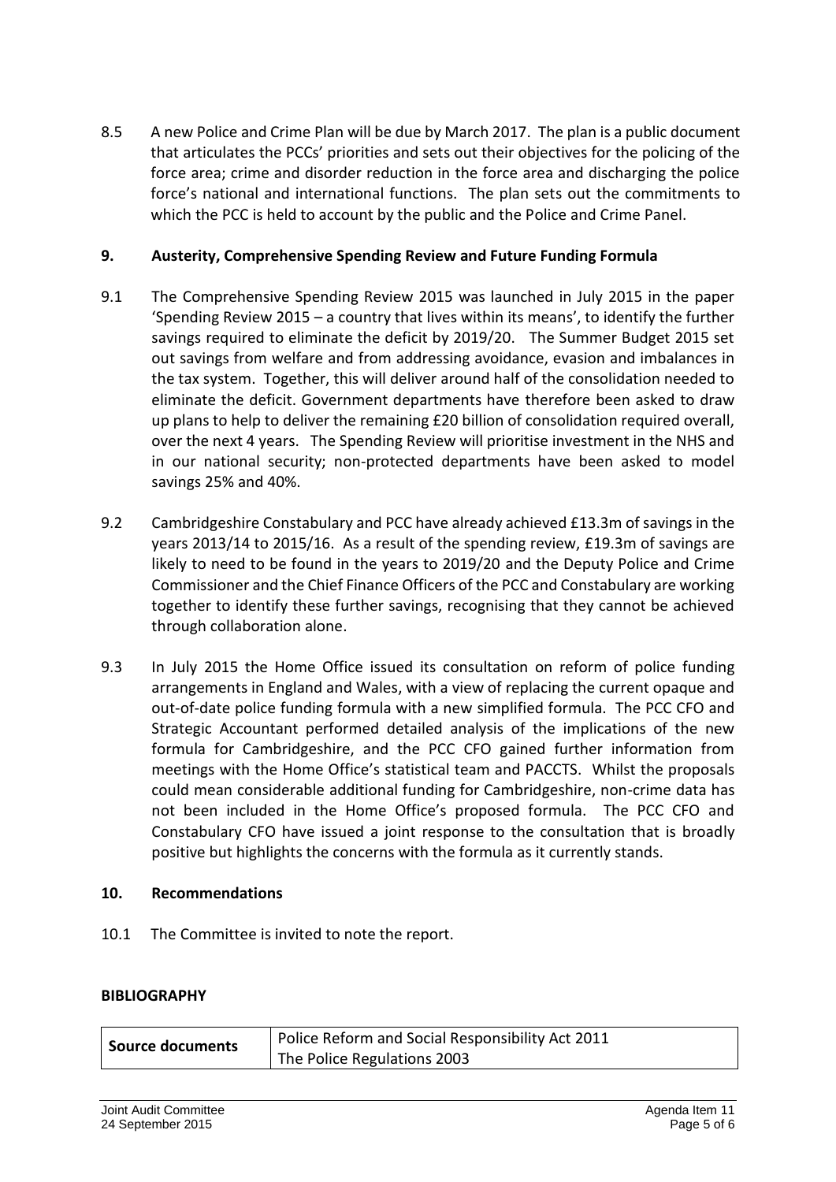8.5 A new Police and Crime Plan will be due by March 2017. The plan is a public document that articulates the PCCs' priorities and sets out their objectives for the policing of the force area; crime and disorder reduction in the force area and discharging the police force's national and international functions. The plan sets out the commitments to which the PCC is held to account by the public and the Police and Crime Panel.

## 9. Austerity, Comprehensive Spending Review and Future Funding Formula

9.1 The Comprehensive Spending Review 2015 was launched in July 2015 in the paper 'Spending Review 2015 – a country that lives within its means', to identify the further savings required to eliminate the deficit by 2019/20. The Summer Budget 2015 set out savings from welfare and from addressing avoidance, evasion and imbalances in the tax system. Together, this will deliver around half of the consolidation needed to eliminate the deficit. Government departments have therefore been asked to draw up plans to help to deliver the remaining £20 billion of consolidation required overall, over the next 4 years. The Spending Review will prioritise investment in the NHS and in our national security; non-protected departments have been asked to model savings 25% and 40%.

9.2 Cambridgeshire Constabulary and PCC have already achieved £13.3m of savings in the years 2013/14 to 2015/16. As a result of the spending review, £19.3m of savings are likely to need to be found in the years to 2019/20 and the Deputy Police and Crime Commissioner and the Chief Finance Officers of the PCC and Constabulary are working together to identify these further savings, recognising that they cannot be achieved through collaboration alone.

9.3 In July 2015 the Home Office issued its consultation on reform of police funding arrangements in England and Wales, with a view of replacing the current opaque and out-of-date police funding formula with a new simplified formula. The PCC CFO and Strategic Accountant performed detailed analysis of the implications of the new formula for Cambridgeshire, and the PCC CFO gained further information from meetings with the Home Office's statistical team and PACCTS. Whilst the proposals could mean considerable additional funding for Cambridgeshire, non-crime data has not been included in the Home Office's proposed formula. The PCC CFO and Constabulary CFO have issued a joint response to the consultation that is broadly positive but highlights the concerns with the formula as it currently stands.

## 10. Recommendations

10.1 The Committee is invited to note the report.

**BIBLIOGRAPHY**

| | |
|---|---|
| **Source documents** | Police Reform and Social Responsibility Act 2011<br>The Police Regulations 2003 |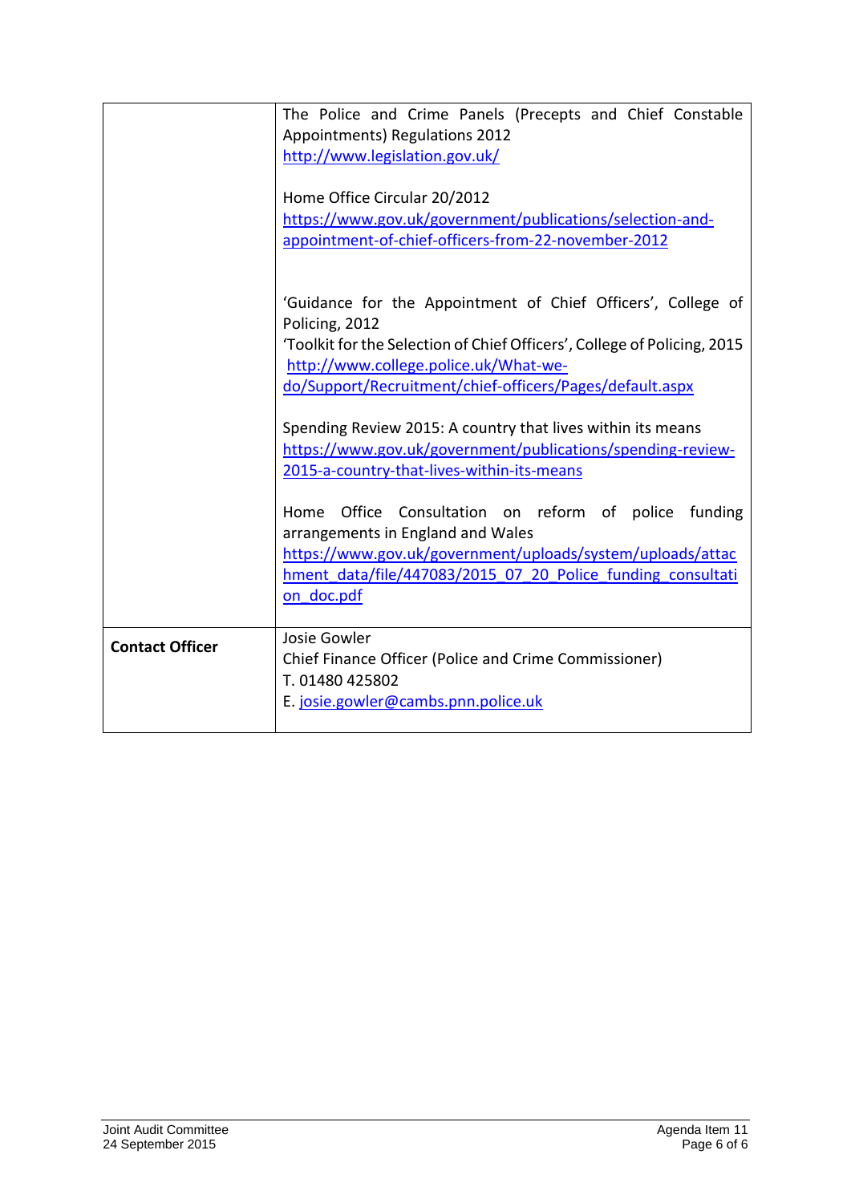| | |
|---|---|
| | The Police and Crime Panels (Precepts and Chief Constable Appointments) Regulations 2012<br>http://www.legislation.gov.uk/<br><br>Home Office Circular 20/2012<br>https://www.gov.uk/government/publications/selection-and-appointment-of-chief-officers-from-22-november-2012<br><br>'Guidance for the Appointment of Chief Officers', College of Policing, 2012<br>'Toolkit for the Selection of Chief Officers', College of Policing, 2015<br>http://www.college.police.uk/What-we-do/Support/Recruitment/chief-officers/Pages/default.aspx<br><br>Spending Review 2015: A country that lives within its means<br>https://www.gov.uk/government/publications/spending-review-2015-a-country-that-lives-within-its-means<br><br>Home Office Consultation on reform of police funding arrangements in England and Wales<br>https://www.gov.uk/government/uploads/system/uploads/attachment_data/file/447083/2015_07_20_Police_funding_consultation_doc.pdf |
| **Contact Officer** | Josie Gowler<br>Chief Finance Officer (Police and Crime Commissioner)<br>T. 01480 425802<br>E. josie.gowler@cambs.pnn.police.uk |